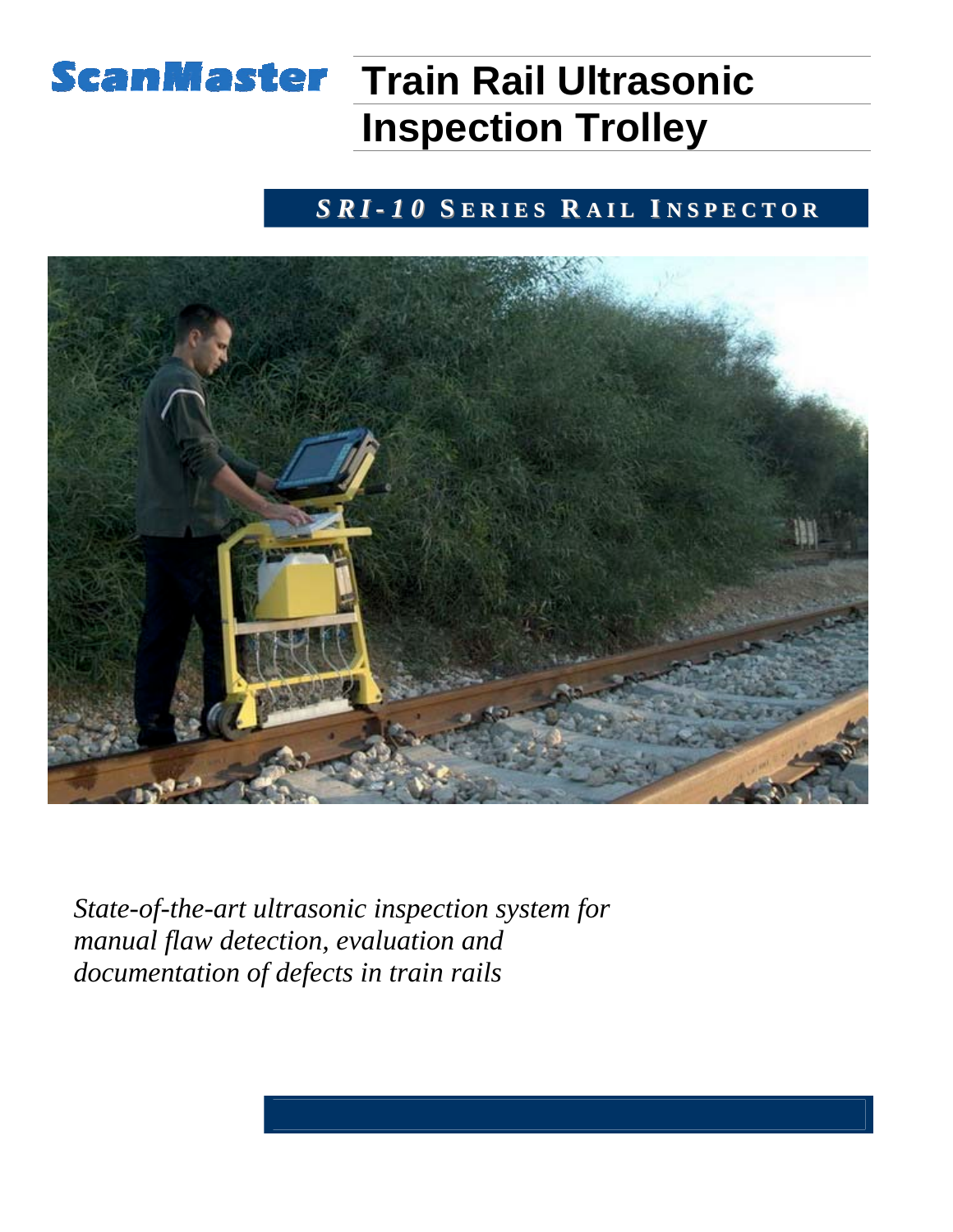**ScanMaster**

# Train Rail Ultrasonic Inspection Trolley

## *SRI-10* SERIES RAIL INSPECTOR

*State-of-the-art ultrasonic inspection system for manual flaw detection, evaluation and documentation of defects in train rails*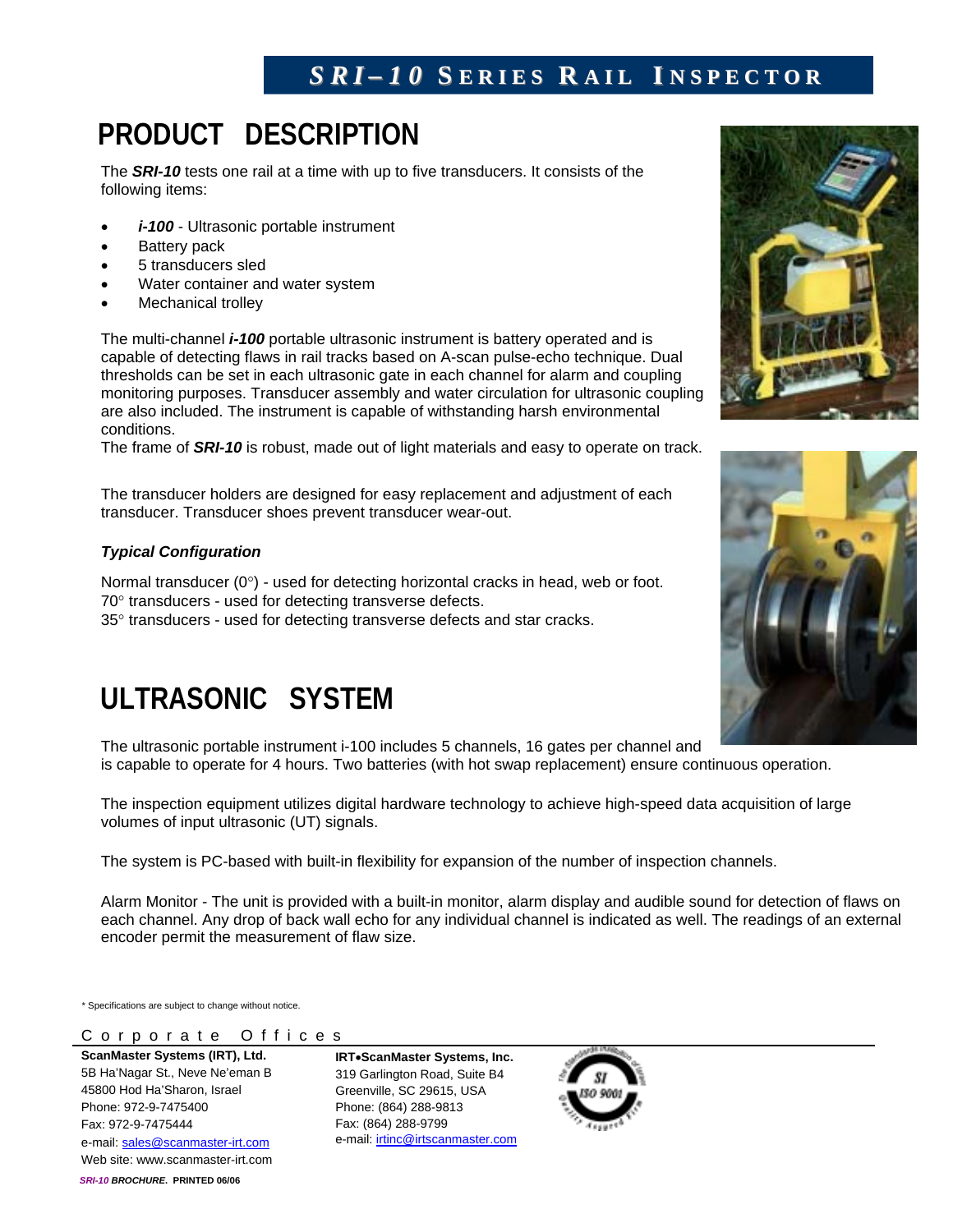# SRI–10 SERIES RAIL INSPECTOR

## PRODUCT DESCRIPTION

The ***SRI-10*** tests one rail at a time with up to five transducers. It consists of the following items:

- ***i-100*** - Ultrasonic portable instrument
- Battery pack
- 5 transducers sled
- Water container and water system
- Mechanical trolley

The multi-channel ***i-100*** portable ultrasonic instrument is battery operated and is capable of detecting flaws in rail tracks based on A-scan pulse-echo technique. Dual thresholds can be set in each ultrasonic gate in each channel for alarm and coupling monitoring purposes. Transducer assembly and water circulation for ultrasonic coupling are also included. The instrument is capable of withstanding harsh environmental conditions.
The frame of ***SRI-10*** is robust, made out of light materials and easy to operate on track.

The transducer holders are designed for easy replacement and adjustment of each transducer. Transducer shoes prevent transducer wear-out.

### *Typical Configuration*

Normal transducer (0°) - used for detecting horizontal cracks in head, web or foot.
70° transducers - used for detecting transverse defects.
35° transducers - used for detecting transverse defects and star cracks.

## ULTRASONIC SYSTEM

The ultrasonic portable instrument i-100 includes 5 channels, 16 gates per channel and is capable to operate for 4 hours. Two batteries (with hot swap replacement) ensure continuous operation.

The inspection equipment utilizes digital hardware technology to achieve high-speed data acquisition of large volumes of input ultrasonic (UT) signals.

The system is PC-based with built-in flexibility for expansion of the number of inspection channels.

Alarm Monitor - The unit is provided with a built-in monitor, alarm display and audible sound for detection of flaws on each channel. Any drop of back wall echo for any individual channel is indicated as well. The readings of an external encoder permit the measurement of flaw size.

\* Specifications are subject to change without notice.

Corporate Offices

**ScanMaster Systems (IRT), Ltd.**
5B Ha'Nagar St., Neve Ne'eman B
45800 Hod Ha'Sharon, Israel
Phone: 972-9-7475400
Fax: 972-9-7475444
e-mail: sales@scanmaster-irt.com
Web site: www.scanmaster-irt.com

**IRT•ScanMaster Systems, Inc.**
319 Garlington Road, Suite B4
Greenville, SC 29615, USA
Phone: (864) 288-9813
Fax: (864) 288-9799
e-mail: irtinc@irtscanmaster.com

***SRI-10* BROCHURE.** **PRINTED 06/06**